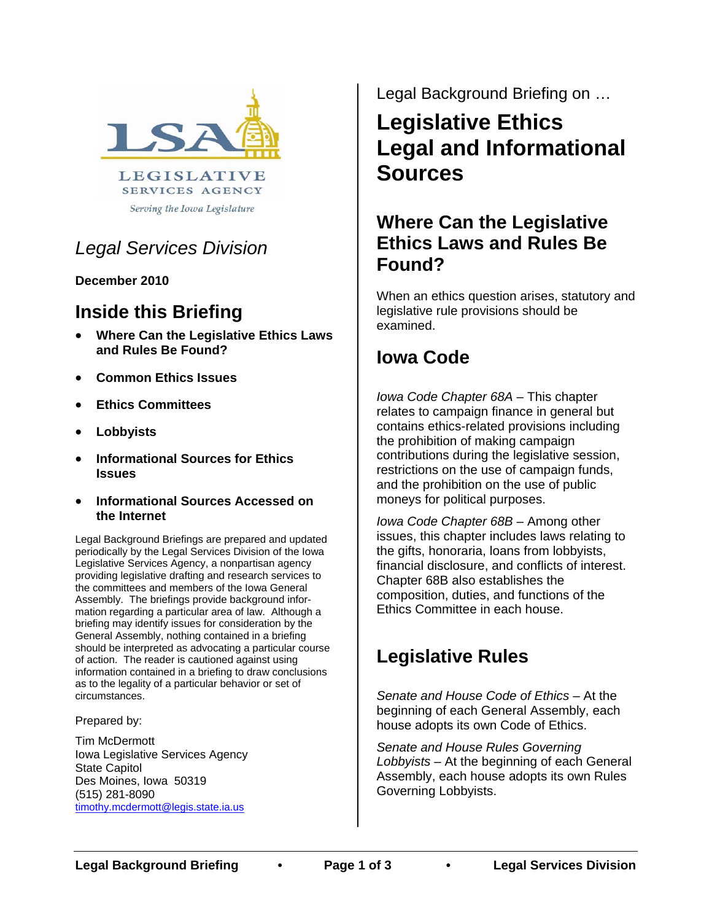LSA

LEGISLATIVE SERVICES AGENCY

*Serving the Iowa Legislature*

*Legal Services Division*

**December 2010**

## Inside this Briefing

- **Where Can the Legislative Ethics Laws and Rules Be Found?**
- **Common Ethics Issues**
- **Ethics Committees**
- **Lobbyists**
- **Informational Sources for Ethics Issues**
- **Informational Sources Accessed on the Internet**

Legal Background Briefings are prepared and updated periodically by the Legal Services Division of the Iowa Legislative Services Agency, a nonpartisan agency providing legislative drafting and research services to the committees and members of the Iowa General Assembly. The briefings provide background information regarding a particular area of law. Although a briefing may identify issues for consideration by the General Assembly, nothing contained in a briefing should be interpreted as advocating a particular course of action. The reader is cautioned against using information contained in a briefing to draw conclusions as to the legality of a particular behavior or set of circumstances.

Prepared by:

Tim McDermott
Iowa Legislative Services Agency
State Capitol
Des Moines, Iowa 50319
(515) 281-8090
timothy.mcdermott@legis.state.ia.us

Legal Background Briefing on …

# Legislative Ethics Legal and Informational Sources

## Where Can the Legislative Ethics Laws and Rules Be Found?

When an ethics question arises, statutory and legislative rule provisions should be examined.

## Iowa Code

*Iowa Code Chapter 68A* – This chapter relates to campaign finance in general but contains ethics-related provisions including the prohibition of making campaign contributions during the legislative session, restrictions on the use of campaign funds, and the prohibition on the use of public moneys for political purposes.

*Iowa Code Chapter 68B* – Among other issues, this chapter includes laws relating to the gifts, honoraria, loans from lobbyists, financial disclosure, and conflicts of interest. Chapter 68B also establishes the composition, duties, and functions of the Ethics Committee in each house.

## Legislative Rules

*Senate and House Code of Ethics* – At the beginning of each General Assembly, each house adopts its own Code of Ethics.

*Senate and House Rules Governing Lobbyists* – At the beginning of each General Assembly, each house adopts its own Rules Governing Lobbyists.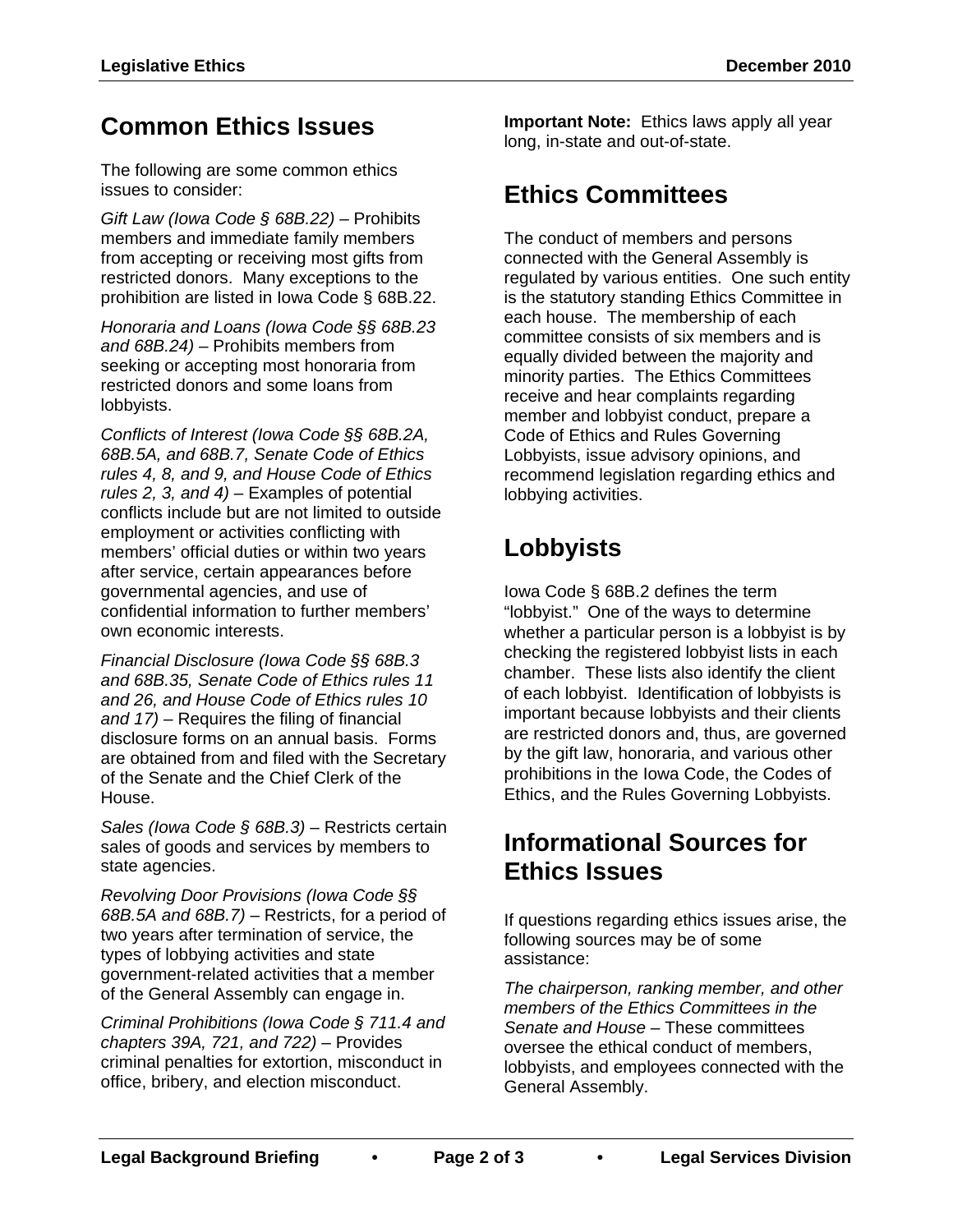## Common Ethics Issues

The following are some common ethics issues to consider:

*Gift Law (Iowa Code § 68B.22)* – Prohibits members and immediate family members from accepting or receiving most gifts from restricted donors. Many exceptions to the prohibition are listed in Iowa Code § 68B.22.

*Honoraria and Loans (Iowa Code §§ 68B.23 and 68B.24)* – Prohibits members from seeking or accepting most honoraria from restricted donors and some loans from lobbyists.

*Conflicts of Interest (Iowa Code §§ 68B.2A, 68B.5A, and 68B.7, Senate Code of Ethics rules 4, 8, and 9, and House Code of Ethics rules 2, 3, and 4)* – Examples of potential conflicts include but are not limited to outside employment or activities conflicting with members' official duties or within two years after service, certain appearances before governmental agencies, and use of confidential information to further members' own economic interests.

*Financial Disclosure (Iowa Code §§ 68B.3 and 68B.35, Senate Code of Ethics rules 11 and 26, and House Code of Ethics rules 10 and 17)* – Requires the filing of financial disclosure forms on an annual basis. Forms are obtained from and filed with the Secretary of the Senate and the Chief Clerk of the House.

*Sales (Iowa Code § 68B.3)* – Restricts certain sales of goods and services by members to state agencies.

*Revolving Door Provisions (Iowa Code §§ 68B.5A and 68B.7)* – Restricts, for a period of two years after termination of service, the types of lobbying activities and state government-related activities that a member of the General Assembly can engage in.

*Criminal Prohibitions (Iowa Code § 711.4 and chapters 39A, 721, and 722)* – Provides criminal penalties for extortion, misconduct in office, bribery, and election misconduct.

**Important Note:** Ethics laws apply all year long, in-state and out-of-state.

## Ethics Committees

The conduct of members and persons connected with the General Assembly is regulated by various entities. One such entity is the statutory standing Ethics Committee in each house. The membership of each committee consists of six members and is equally divided between the majority and minority parties. The Ethics Committees receive and hear complaints regarding member and lobbyist conduct, prepare a Code of Ethics and Rules Governing Lobbyists, issue advisory opinions, and recommend legislation regarding ethics and lobbying activities.

## Lobbyists

Iowa Code § 68B.2 defines the term "lobbyist." One of the ways to determine whether a particular person is a lobbyist is by checking the registered lobbyist lists in each chamber. These lists also identify the client of each lobbyist. Identification of lobbyists is important because lobbyists and their clients are restricted donors and, thus, are governed by the gift law, honoraria, and various other prohibitions in the Iowa Code, the Codes of Ethics, and the Rules Governing Lobbyists.

## Informational Sources for Ethics Issues

If questions regarding ethics issues arise, the following sources may be of some assistance:

*The chairperson, ranking member, and other members of the Ethics Committees in the Senate and House* – These committees oversee the ethical conduct of members, lobbyists, and employees connected with the General Assembly.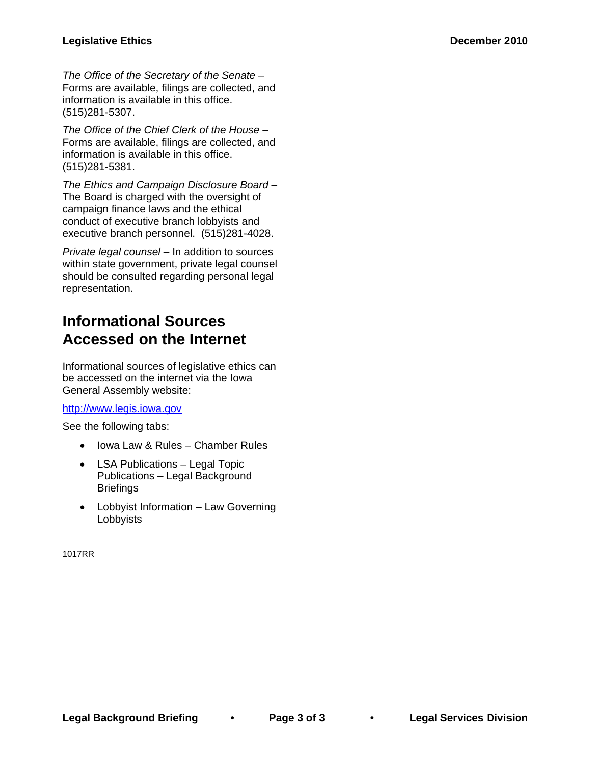*The Office of the Secretary of the Senate* – Forms are available, filings are collected, and information is available in this office. (515)281-5307.

*The Office of the Chief Clerk of the House* – Forms are available, filings are collected, and information is available in this office. (515)281-5381.

*The Ethics and Campaign Disclosure Board* – The Board is charged with the oversight of campaign finance laws and the ethical conduct of executive branch lobbyists and executive branch personnel. (515)281-4028.

*Private legal counsel* – In addition to sources within state government, private legal counsel should be consulted regarding personal legal representation.

## Informational Sources Accessed on the Internet

Informational sources of legislative ethics can be accessed on the internet via the Iowa General Assembly website:

[http://www.legis.iowa.gov](http://www.legis.iowa.gov)

See the following tabs:

- Iowa Law & Rules – Chamber Rules
- LSA Publications – Legal Topic Publications – Legal Background Briefings
- Lobbyist Information – Law Governing Lobbyists

1017RR